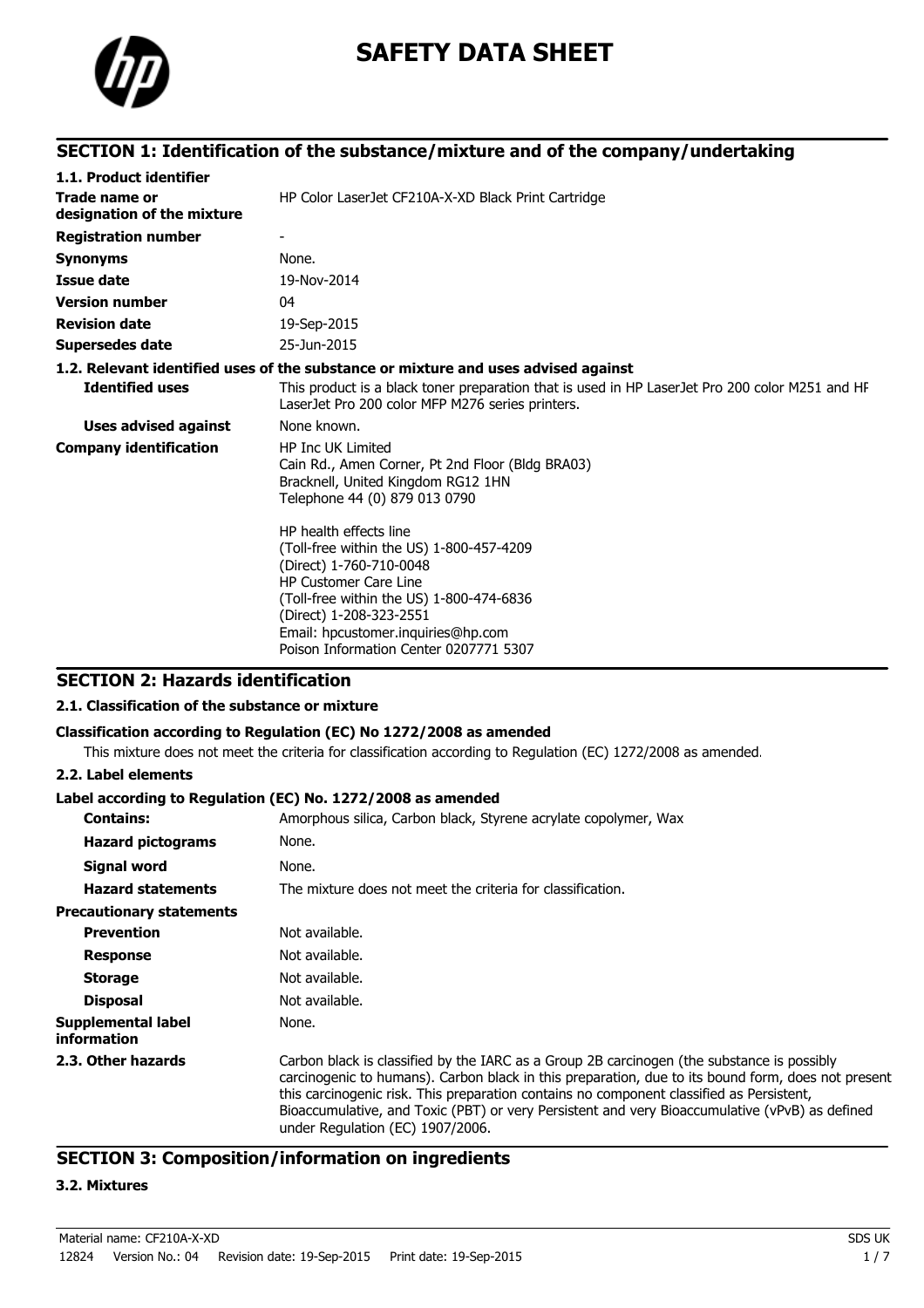# SAFETY DATA SHEET

## SECTION 1: Identification of the substance/mixture and of the company/undertaking

**1.1. Product identifier**

| | |
|---|---|
| **Trade name or designation of the mixture** | HP Color LaserJet CF210A-X-XD Black Print Cartridge |
| **Registration number** | - |
| **Synonyms** | None. |
| **Issue date** | 19-Nov-2014 |
| **Version number** | 04 |
| **Revision date** | 19-Sep-2015 |
| **Supersedes date** | 25-Jun-2015 |

**1.2. Relevant identified uses of the substance or mixture and uses advised against**

| | |
|---|---|
| **Identified uses** | This product is a black toner preparation that is used in HP LaserJet Pro 200 color M251 and HP LaserJet Pro 200 color MFP M276 series printers. |
| **Uses advised against** | None known. |
| **Company identification** | HP Inc UK Limited<br>Cain Rd., Amen Corner, Pt 2nd Floor (Bldg BRA03)<br>Bracknell, United Kingdom RG12 1HN<br>Telephone 44 (0) 879 013 0790<br><br>HP health effects line<br>(Toll-free within the US) 1-800-457-4209<br>(Direct) 1-760-710-0048<br>HP Customer Care Line<br>(Toll-free within the US) 1-800-474-6836<br>(Direct) 1-208-323-2551<br>Email: hpcustomer.inquiries@hp.com<br>Poison Information Center 0207771 5307 |

## SECTION 2: Hazards identification

**2.1. Classification of the substance or mixture**

**Classification according to Regulation (EC) No 1272/2008 as amended**

This mixture does not meet the criteria for classification according to Regulation (EC) 1272/2008 as amended.

**2.2. Label elements**

**Label according to Regulation (EC) No. 1272/2008 as amended**

| | |
|---|---|
| **Contains:** | Amorphous silica, Carbon black, Styrene acrylate copolymer, Wax |
| **Hazard pictograms** | None. |
| **Signal word** | None. |
| **Hazard statements** | The mixture does not meet the criteria for classification. |
| **Precautionary statements** | |
| **Prevention** | Not available. |
| **Response** | Not available. |
| **Storage** | Not available. |
| **Disposal** | Not available. |
| **Supplemental label information** | None. |
| **2.3. Other hazards** | Carbon black is classified by the IARC as a Group 2B carcinogen (the substance is possibly carcinogenic to humans). Carbon black in this preparation, due to its bound form, does not present this carcinogenic risk. This preparation contains no component classified as Persistent, Bioaccumulative, and Toxic (PBT) or very Persistent and very Bioaccumulative (vPvB) as defined under Regulation (EC) 1907/2006. |

## SECTION 3: Composition/information on ingredients

**3.2. Mixtures**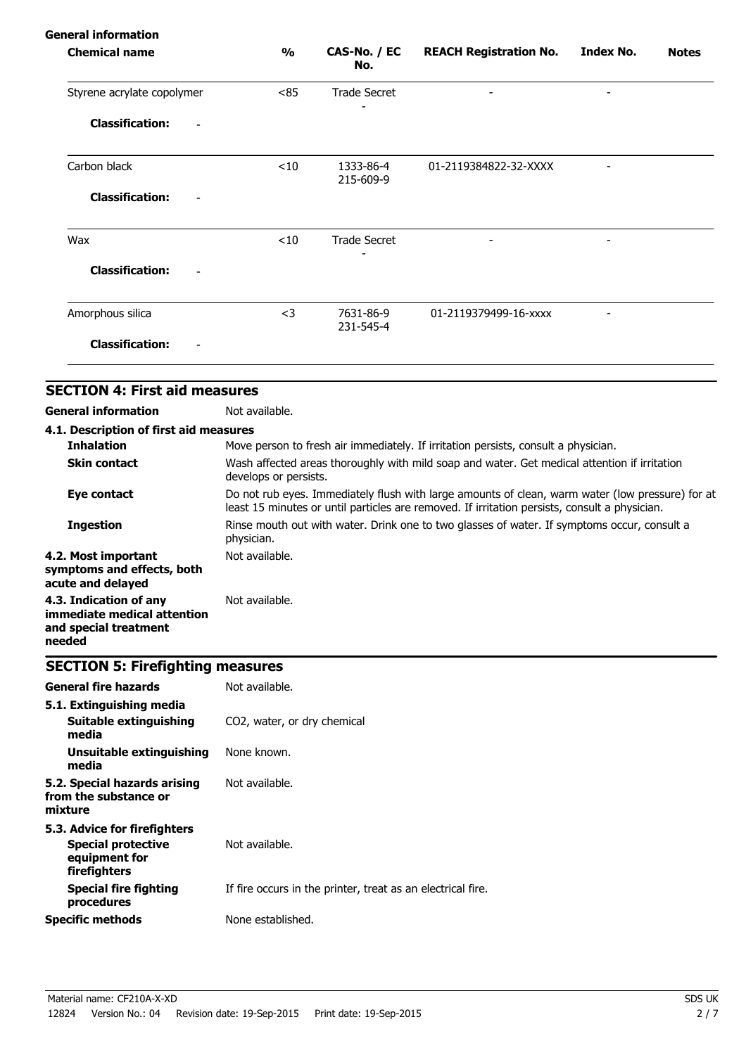**General information**

| Chemical name | % | CAS-No. / EC No. | REACH Registration No. | Index No. | Notes |
|---|---|---|---|---|---|
| Styrene acrylate copolymer | <85 | Trade Secret<br>- | - | - | |
| **Classification:** - | | | | | |
| Carbon black | <10 | 1333-86-4<br>215-609-9 | 01-2119384822-32-XXXX | - | |
| **Classification:** - | | | | | |
| Wax | <10 | Trade Secret<br>- | - | - | |
| **Classification:** - | | | | | |
| Amorphous silica | <3 | 7631-86-9<br>231-545-4 | 01-2119379499-16-xxxx | - | |
| **Classification:** - | | | | | |

## SECTION 4: First aid measures

**General information** Not available.

**4.1. Description of first aid measures**

| | |
|---|---|
| **Inhalation** | Move person to fresh air immediately. If irritation persists, consult a physician. |
| **Skin contact** | Wash affected areas thoroughly with mild soap and water. Get medical attention if irritation develops or persists. |
| **Eye contact** | Do not rub eyes. Immediately flush with large amounts of clean, warm water (low pressure) for at least 15 minutes or until particles are removed. If irritation persists, consult a physician. |
| **Ingestion** | Rinse mouth out with water. Drink one to two glasses of water. If symptoms occur, consult a physician. |

**4.2. Most important symptoms and effects, both acute and delayed** Not available.

**4.3. Indication of any immediate medical attention and special treatment needed** Not available.

## SECTION 5: Firefighting measures

**General fire hazards** Not available.

**5.1. Extinguishing media**

| | |
|---|---|
| **Suitable extinguishing media** | $CO_2$, water, or dry chemical |
| **Unsuitable extinguishing media** | None known. |

**5.2. Special hazards arising from the substance or mixture** Not available.

**5.3. Advice for firefighters**

| | |
|---|---|
| **Special protective equipment for firefighters** | Not available. |
| **Special fire fighting procedures** | If fire occurs in the printer, treat as an electrical fire. |

**Specific methods** None established.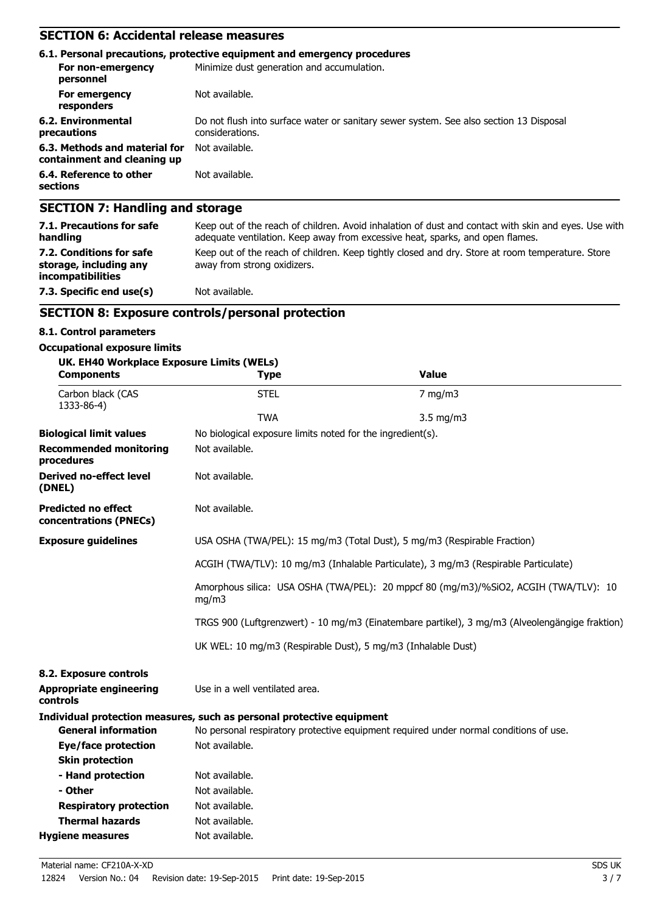## SECTION 6: Accidental release measures

### 6.1. Personal precautions, protective equipment and emergency procedures

| | |
|---|---|
| **For non-emergency personnel** | Minimize dust generation and accumulation. |
| **For emergency responders** | Not available. |
| **6.2. Environmental precautions** | Do not flush into surface water or sanitary sewer system. See also section 13 Disposal considerations. |
| **6.3. Methods and material for containment and cleaning up** | Not available. |
| **6.4. Reference to other sections** | Not available. |

## SECTION 7: Handling and storage

| | |
|---|---|
| **7.1. Precautions for safe handling** | Keep out of the reach of children. Avoid inhalation of dust and contact with skin and eyes. Use with adequate ventilation. Keep away from excessive heat, sparks, and open flames. |
| **7.2. Conditions for safe storage, including any incompatibilities** | Keep out of the reach of children. Keep tightly closed and dry. Store at room temperature. Store away from strong oxidizers. |
| **7.3. Specific end use(s)** | Not available. |

## SECTION 8: Exposure controls/personal protection

### 8.1. Control parameters

**Occupational exposure limits**

**UK. EH40 Workplace Exposure Limits (WELs)**

| Components | Type | Value |
|---|---|---|
| Carbon black (CAS 1333-86-4) | STEL | 7 mg/m3 |
| | TWA | 3.5 mg/m3 |

| | |
|---|---|
| **Biological limit values** | No biological exposure limits noted for the ingredient(s). |
| **Recommended monitoring procedures** | Not available. |
| **Derived no-effect level (DNEL)** | Not available. |
| **Predicted no effect concentrations (PNECs)** | Not available. |

**Exposure guidelines**

USA OSHA (TWA/PEL): 15 mg/m3 (Total Dust), 5 mg/m3 (Respirable Fraction)

ACGIH (TWA/TLV): 10 mg/m3 (Inhalable Particulate), 3 mg/m3 (Respirable Particulate)

Amorphous silica: USA OSHA (TWA/PEL): 20 mppcf 80 (mg/m3)/%SiO2, ACGIH (TWA/TLV): 10 mg/m3

TRGS 900 (Luftgrenzwert) - 10 mg/m3 (Einatembare partikel), 3 mg/m3 (Alveolengängige fraktion)

UK WEL: 10 mg/m3 (Respirable Dust), 5 mg/m3 (Inhalable Dust)

### 8.2. Exposure controls

| | |
|---|---|
| **Appropriate engineering controls** | Use in a well ventilated area. |

**Individual protection measures, such as personal protective equipment**

| | |
|---|---|
| **General information** | No personal respiratory protective equipment required under normal conditions of use. |
| **Eye/face protection** | Not available. |
| **Skin protection** | |
| **- Hand protection** | Not available. |
| **- Other** | Not available. |
| **Respiratory protection** | Not available. |
| **Thermal hazards** | Not available. |
| **Hygiene measures** | Not available. |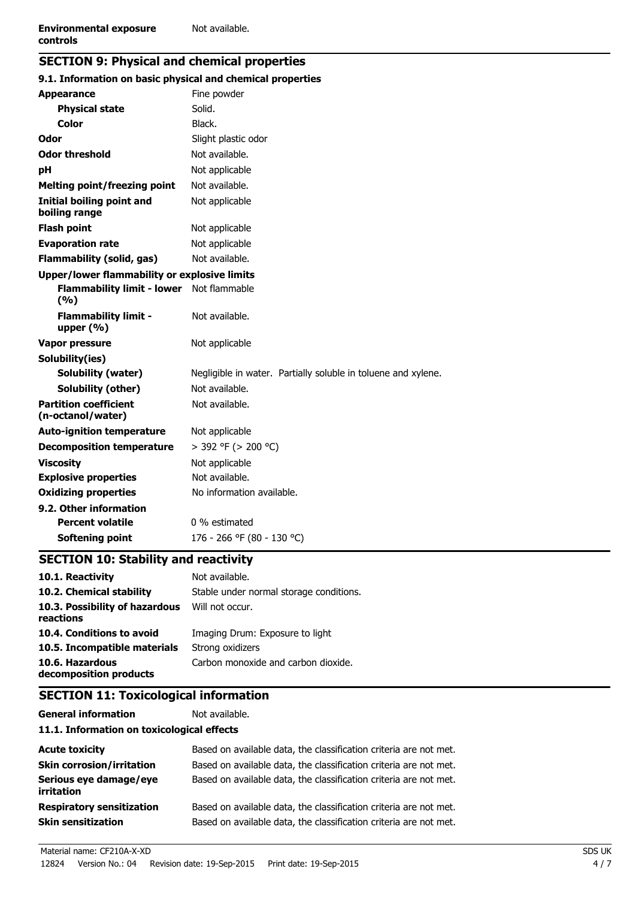**Environmental exposure controls** Not available.

## SECTION 9: Physical and chemical properties

### 9.1. Information on basic physical and chemical properties

| Property | Value |
|---|---|
| **Appearance** | Fine powder |
| **Physical state** | Solid. |
| **Color** | Black. |
| **Odor** | Slight plastic odor |
| **Odor threshold** | Not available. |
| **pH** | Not applicable |
| **Melting point/freezing point** | Not available. |
| **Initial boiling point and boiling range** | Not applicable |
| **Flash point** | Not applicable |
| **Evaporation rate** | Not applicable |
| **Flammability (solid, gas)** | Not available. |
| **Upper/lower flammability or explosive limits** | |
| **Flammability limit - lower (%)** | Not flammable |
| **Flammability limit - upper (%)** | Not available. |
| **Vapor pressure** | Not applicable |
| **Solubility(ies)** | |
| **Solubility (water)** | Negligible in water. Partially soluble in toluene and xylene. |
| **Solubility (other)** | Not available. |
| **Partition coefficient (n-octanol/water)** | Not available. |
| **Auto-ignition temperature** | Not applicable |
| **Decomposition temperature** | > 392 °F (> 200 °C) |
| **Viscosity** | Not applicable |
| **Explosive properties** | Not available. |
| **Oxidizing properties** | No information available. |

### 9.2. Other information

| Property | Value |
|---|---|
| **Percent volatile** | 0 % estimated |
| **Softening point** | 176 - 266 °F (80 - 130 °C) |

## SECTION 10: Stability and reactivity

| Item | Value |
|---|---|
| **10.1. Reactivity** | Not available. |
| **10.2. Chemical stability** | Stable under normal storage conditions. |
| **10.3. Possibility of hazardous reactions** | Will not occur. |
| **10.4. Conditions to avoid** | Imaging Drum: Exposure to light |
| **10.5. Incompatible materials** | Strong oxidizers |
| **10.6. Hazardous decomposition products** | Carbon monoxide and carbon dioxide. |

## SECTION 11: Toxicological information

**General information** Not available.

### 11.1. Information on toxicological effects

| Effect | Information |
|---|---|
| **Acute toxicity** | Based on available data, the classification criteria are not met. |
| **Skin corrosion/irritation** | Based on available data, the classification criteria are not met. |
| **Serious eye damage/eye irritation** | Based on available data, the classification criteria are not met. |
| **Respiratory sensitization** | Based on available data, the classification criteria are not met. |
| **Skin sensitization** | Based on available data, the classification criteria are not met. |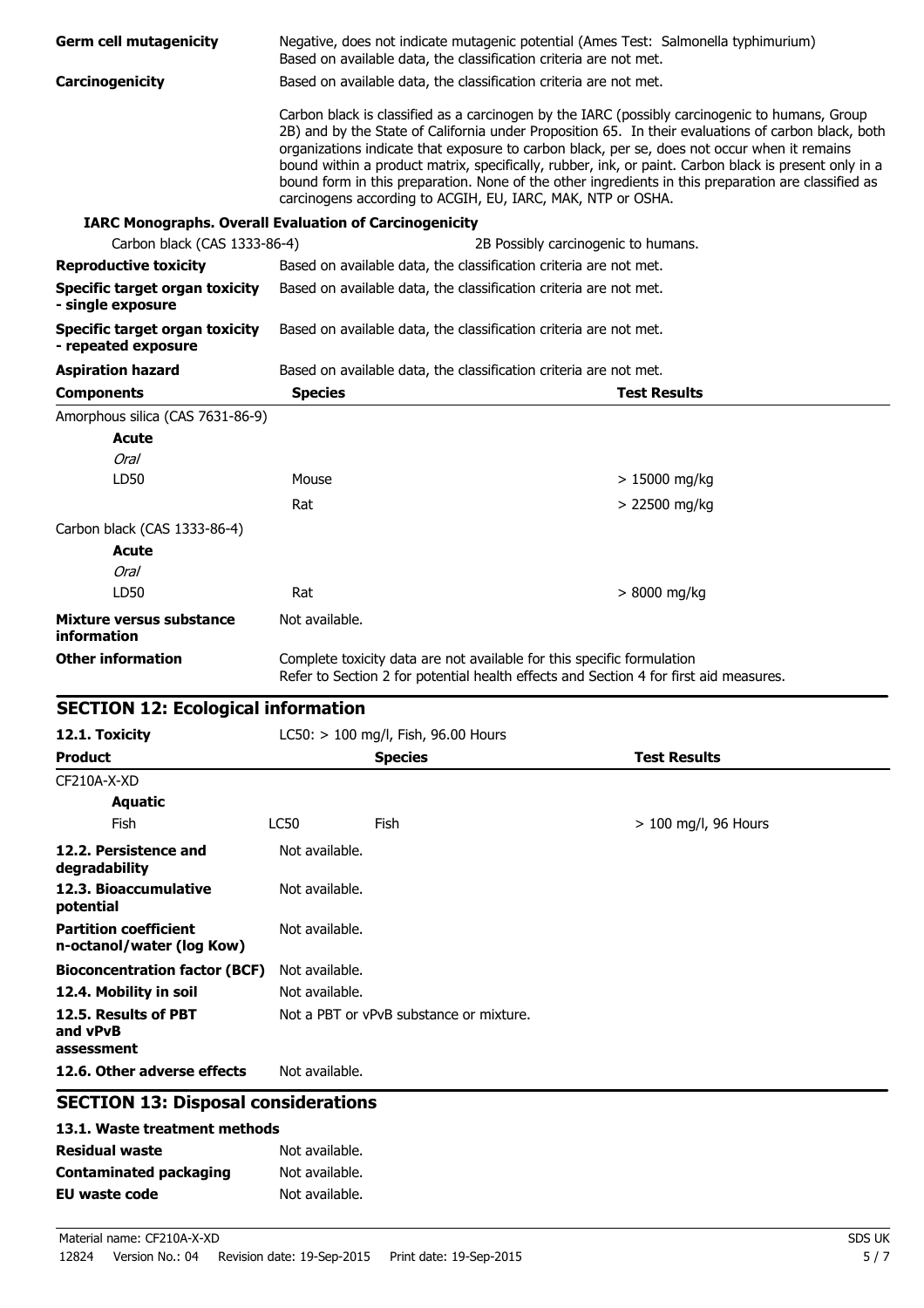| | |
|---|---|
| **Germ cell mutagenicity** | Negative, does not indicate mutagenic potential (Ames Test: Salmonella typhimurium) Based on available data, the classification criteria are not met. |
| **Carcinogenicity** | Based on available data, the classification criteria are not met. |
| | Carbon black is classified as a carcinogen by the IARC (possibly carcinogenic to humans, Group 2B) and by the State of California under Proposition 65. In their evaluations of carbon black, both organizations indicate that exposure to carbon black, per se, does not occur when it remains bound within a product matrix, specifically, rubber, ink, or paint. Carbon black is present only in a bound form in this preparation. None of the other ingredients in this preparation are classified as carcinogens according to ACGIH, EU, IARC, MAK, NTP or OSHA. |

**IARC Monographs. Overall Evaluation of Carcinogenicity**

| | |
|---|---|
| Carbon black (CAS 1333-86-4) | 2B Possibly carcinogenic to humans. |

| | |
|---|---|
| **Reproductive toxicity** | Based on available data, the classification criteria are not met. |
| **Specific target organ toxicity - single exposure** | Based on available data, the classification criteria are not met. |
| **Specific target organ toxicity - repeated exposure** | Based on available data, the classification criteria are not met. |
| **Aspiration hazard** | Based on available data, the classification criteria are not met. |

| Components | Species | Test Results |
|---|---|---|
| Amorphous silica (CAS 7631-86-9) | | |
| **Acute** | | |
| *Oral* | | |
| LD50 | Mouse | > 15000 mg/kg |
| | Rat | > 22500 mg/kg |
| Carbon black (CAS 1333-86-4) | | |
| **Acute** | | |
| *Oral* | | |
| LD50 | Rat | > 8000 mg/kg |

| | |
|---|---|
| **Mixture versus substance information** | Not available. |
| **Other information** | Complete toxicity data are not available for this specific formulation<br>Refer to Section 2 for potential health effects and Section 4 for first aid measures. |

## SECTION 12: Ecological information

**12.1. Toxicity** LC50: > 100 mg/l, Fish, 96.00 Hours

| Product | | Species | Test Results |
|---|---|---|---|
| CF210A-X-XD | | | |
| **Aquatic** | | | |
| Fish | LC50 | Fish | > 100 mg/l, 96 Hours |

| | |
|---|---|
| **12.2. Persistence and degradability** | Not available. |
| **12.3. Bioaccumulative potential** | Not available. |
| **Partition coefficient n-octanol/water (log Kow)** | Not available. |
| **Bioconcentration factor (BCF)** | Not available. |
| **12.4. Mobility in soil** | Not available. |
| **12.5. Results of PBT and vPvB assessment** | Not a PBT or vPvB substance or mixture. |
| **12.6. Other adverse effects** | Not available. |

## SECTION 13: Disposal considerations

**13.1. Waste treatment methods**

| | |
|---|---|
| **Residual waste** | Not available. |
| **Contaminated packaging** | Not available. |
| **EU waste code** | Not available. |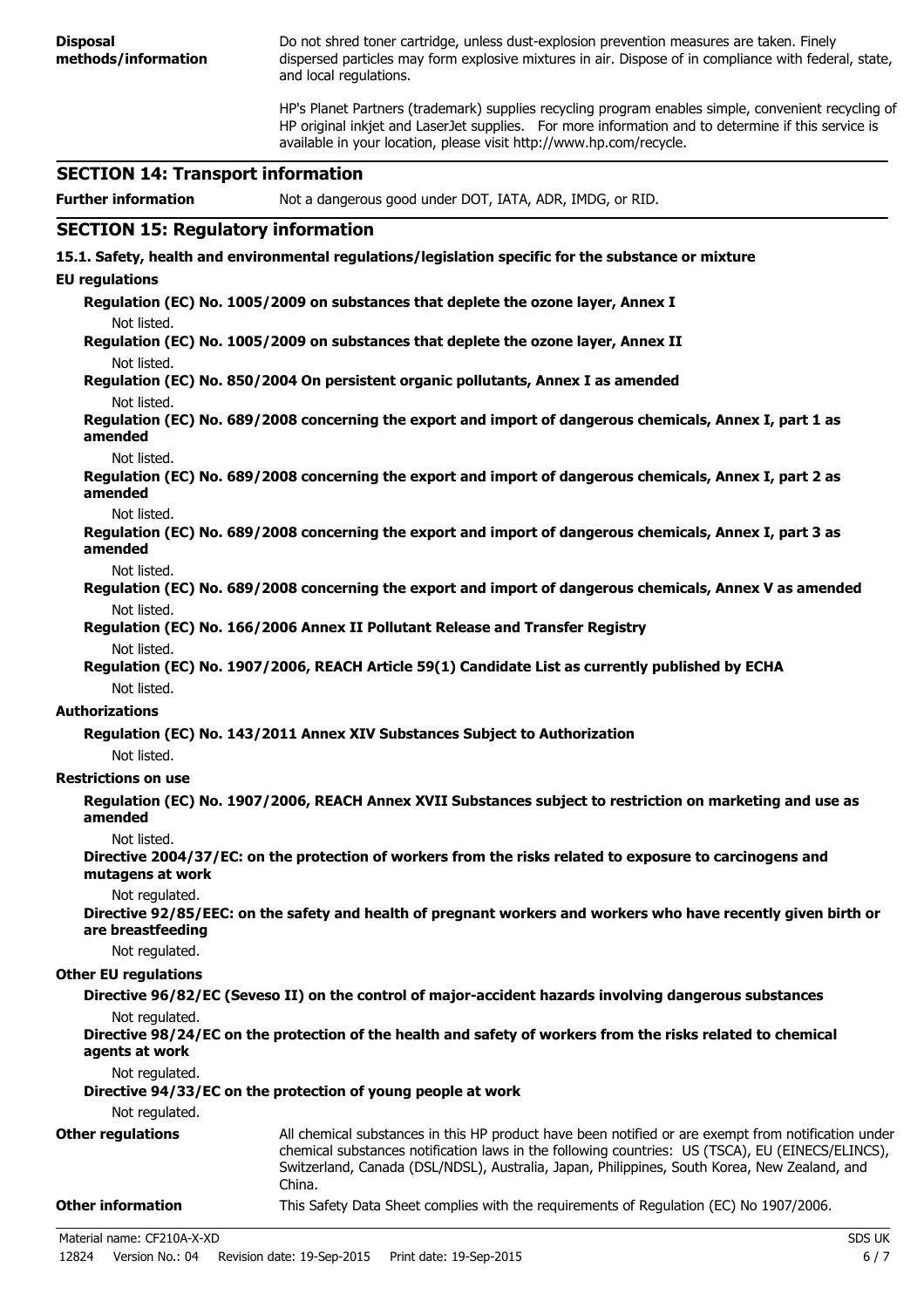**Disposal methods/information**

Do not shred toner cartridge, unless dust-explosion prevention measures are taken. Finely dispersed particles may form explosive mixtures in air. Dispose of in compliance with federal, state, and local regulations.

HP's Planet Partners (trademark) supplies recycling program enables simple, convenient recycling of HP original inkjet and LaserJet supplies. For more information and to determine if this service is available in your location, please visit http://www.hp.com/recycle.

## SECTION 14: Transport information

**Further information** Not a dangerous good under DOT, IATA, ADR, IMDG, or RID.

## SECTION 15: Regulatory information

**15.1. Safety, health and environmental regulations/legislation specific for the substance or mixture**

**EU regulations**

**Regulation (EC) No. 1005/2009 on substances that deplete the ozone layer, Annex I**

Not listed.

**Regulation (EC) No. 1005/2009 on substances that deplete the ozone layer, Annex II**

Not listed.

**Regulation (EC) No. 850/2004 On persistent organic pollutants, Annex I as amended**

Not listed.

**Regulation (EC) No. 689/2008 concerning the export and import of dangerous chemicals, Annex I, part 1 as amended**

Not listed.

**Regulation (EC) No. 689/2008 concerning the export and import of dangerous chemicals, Annex I, part 2 as amended**

Not listed.

**Regulation (EC) No. 689/2008 concerning the export and import of dangerous chemicals, Annex I, part 3 as amended**

Not listed.

**Regulation (EC) No. 689/2008 concerning the export and import of dangerous chemicals, Annex V as amended**

Not listed.

**Regulation (EC) No. 166/2006 Annex II Pollutant Release and Transfer Registry**

Not listed.

**Regulation (EC) No. 1907/2006, REACH Article 59(1) Candidate List as currently published by ECHA**

Not listed.

**Authorizations**

**Regulation (EC) No. 143/2011 Annex XIV Substances Subject to Authorization**

Not listed.

**Restrictions on use**

**Regulation (EC) No. 1907/2006, REACH Annex XVII Substances subject to restriction on marketing and use as amended**

Not listed.

**Directive 2004/37/EC: on the protection of workers from the risks related to exposure to carcinogens and mutagens at work**

Not regulated.

**Directive 92/85/EEC: on the safety and health of pregnant workers and workers who have recently given birth or are breastfeeding**

Not regulated.

**Other EU regulations**

**Directive 96/82/EC (Seveso II) on the control of major-accident hazards involving dangerous substances**

Not regulated.

**Directive 98/24/EC on the protection of the health and safety of workers from the risks related to chemical agents at work**

Not regulated.

**Directive 94/33/EC on the protection of young people at work**

Not regulated.

**Other regulations** All chemical substances in this HP product have been notified or are exempt from notification under chemical substances notification laws in the following countries: US (TSCA), EU (EINECS/ELINCS), Switzerland, Canada (DSL/NDSL), Australia, Japan, Philippines, South Korea, New Zealand, and China.

**Other information** This Safety Data Sheet complies with the requirements of Regulation (EC) No 1907/2006.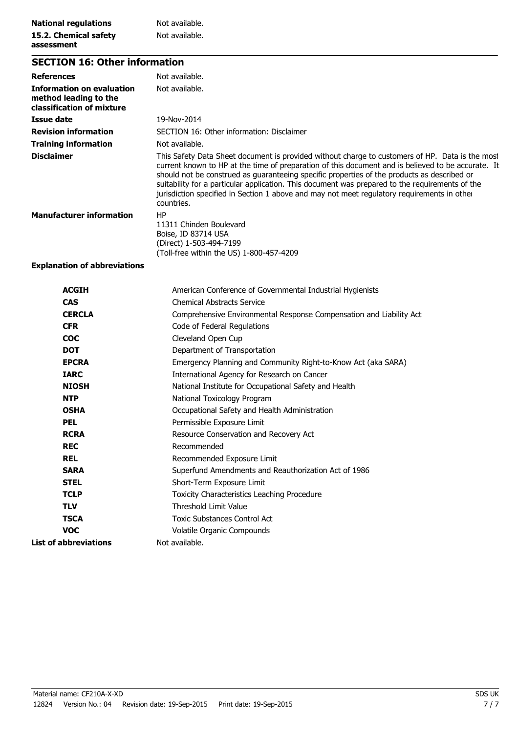| | |
|---|---|
| **National regulations** | Not available. |
| **15.2. Chemical safety assessment** | Not available. |

## SECTION 16: Other information

| | |
|---|---|
| **References** | Not available. |
| **Information on evaluation method leading to the classification of mixture** | Not available. |
| **Issue date** | 19-Nov-2014 |
| **Revision information** | SECTION 16: Other information: Disclaimer |
| **Training information** | Not available. |
| **Disclaimer** | This Safety Data Sheet document is provided without charge to customers of HP. Data is the most current known to HP at the time of preparation of this document and is believed to be accurate. It should not be construed as guaranteeing specific properties of the products as described or suitability for a particular application. This document was prepared to the requirements of the jurisdiction specified in Section 1 above and may not meet regulatory requirements in other countries. |
| **Manufacturer information** | HP<br>11311 Chinden Boulevard<br>Boise, ID 83714 USA<br>(Direct) 1-503-494-7199<br>(Toll-free within the US) 1-800-457-4209 |

**Explanation of abbreviations**

| | |
|---|---|
| **ACGIH** | American Conference of Governmental Industrial Hygienists |
| **CAS** | Chemical Abstracts Service |
| **CERCLA** | Comprehensive Environmental Response Compensation and Liability Act |
| **CFR** | Code of Federal Regulations |
| **COC** | Cleveland Open Cup |
| **DOT** | Department of Transportation |
| **EPCRA** | Emergency Planning and Community Right-to-Know Act (aka SARA) |
| **IARC** | International Agency for Research on Cancer |
| **NIOSH** | National Institute for Occupational Safety and Health |
| **NTP** | National Toxicology Program |
| **OSHA** | Occupational Safety and Health Administration |
| **PEL** | Permissible Exposure Limit |
| **RCRA** | Resource Conservation and Recovery Act |
| **REC** | Recommended |
| **REL** | Recommended Exposure Limit |
| **SARA** | Superfund Amendments and Reauthorization Act of 1986 |
| **STEL** | Short-Term Exposure Limit |
| **TCLP** | Toxicity Characteristics Leaching Procedure |
| **TLV** | Threshold Limit Value |
| **TSCA** | Toxic Substances Control Act |
| **VOC** | Volatile Organic Compounds |

| | |
|---|---|
| **List of abbreviations** | Not available. |